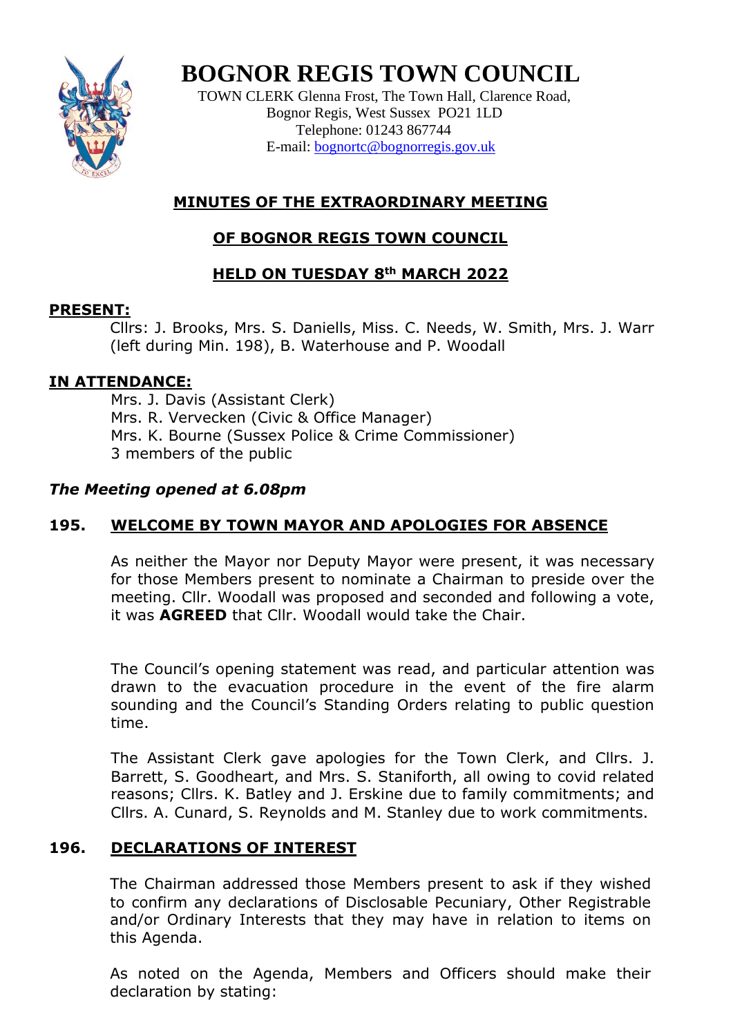# BOGNOR REGIS TOWN COUNCIL

TOWN CLERK Glenna Frost, The Town Hall, Clarence Road,
Bognor Regis, West Sussex PO21 1LD
Telephone: 01243 867744
E-mail: bognortc@bognorregis.gov.uk

## MINUTES OF THE EXTRAORDINARY MEETING

## OF BOGNOR REGIS TOWN COUNCIL

## HELD ON TUESDAY 8th MARCH 2022

**PRESENT:**

Cllrs: J. Brooks, Mrs. S. Daniells, Miss. C. Needs, W. Smith, Mrs. J. Warr (left during Min. 198), B. Waterhouse and P. Woodall

**IN ATTENDANCE:**

Mrs. J. Davis (Assistant Clerk)
Mrs. R. Vervecken (Civic & Office Manager)
Mrs. K. Bourne (Sussex Police & Crime Commissioner)
3 members of the public

***The Meeting opened at 6.08pm***

### 195. WELCOME BY TOWN MAYOR AND APOLOGIES FOR ABSENCE

As neither the Mayor nor Deputy Mayor were present, it was necessary for those Members present to nominate a Chairman to preside over the meeting. Cllr. Woodall was proposed and seconded and following a vote, it was **AGREED** that Cllr. Woodall would take the Chair.

The Council's opening statement was read, and particular attention was drawn to the evacuation procedure in the event of the fire alarm sounding and the Council's Standing Orders relating to public question time.

The Assistant Clerk gave apologies for the Town Clerk, and Cllrs. J. Barrett, S. Goodheart, and Mrs. S. Staniforth, all owing to covid related reasons; Cllrs. K. Batley and J. Erskine due to family commitments; and Cllrs. A. Cunard, S. Reynolds and M. Stanley due to work commitments.

### 196. DECLARATIONS OF INTEREST

The Chairman addressed those Members present to ask if they wished to confirm any declarations of Disclosable Pecuniary, Other Registrable and/or Ordinary Interests that they may have in relation to items on this Agenda.

As noted on the Agenda, Members and Officers should make their declaration by stating: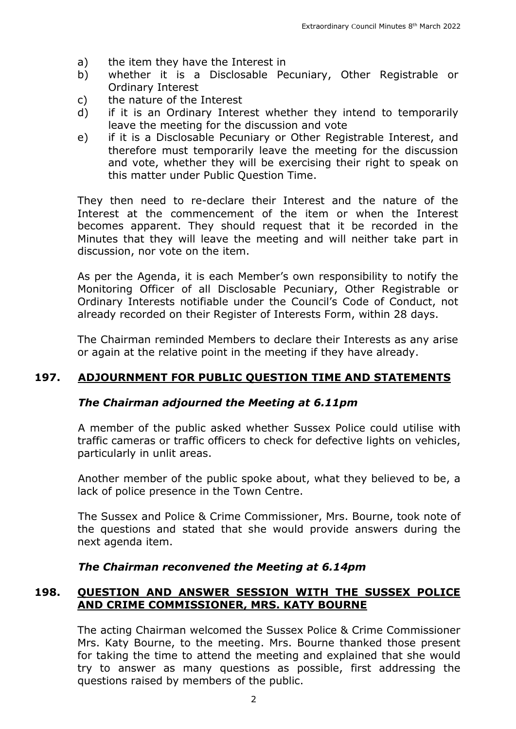a) the item they have the Interest in
b) whether it is a Disclosable Pecuniary, Other Registrable or Ordinary Interest
c) the nature of the Interest
d) if it is an Ordinary Interest whether they intend to temporarily leave the meeting for the discussion and vote
e) if it is a Disclosable Pecuniary or Other Registrable Interest, and therefore must temporarily leave the meeting for the discussion and vote, whether they will be exercising their right to speak on this matter under Public Question Time.

They then need to re-declare their Interest and the nature of the Interest at the commencement of the item or when the Interest becomes apparent. They should request that it be recorded in the Minutes that they will leave the meeting and will neither take part in discussion, nor vote on the item.

As per the Agenda, it is each Member's own responsibility to notify the Monitoring Officer of all Disclosable Pecuniary, Other Registrable or Ordinary Interests notifiable under the Council's Code of Conduct, not already recorded on their Register of Interests Form, within 28 days.

The Chairman reminded Members to declare their Interests as any arise or again at the relative point in the meeting if they have already.

## 197. ADJOURNMENT FOR PUBLIC QUESTION TIME AND STATEMENTS

***The Chairman adjourned the Meeting at 6.11pm***

A member of the public asked whether Sussex Police could utilise with traffic cameras or traffic officers to check for defective lights on vehicles, particularly in unlit areas.

Another member of the public spoke about, what they believed to be, a lack of police presence in the Town Centre.

The Sussex and Police & Crime Commissioner, Mrs. Bourne, took note of the questions and stated that she would provide answers during the next agenda item.

***The Chairman reconvened the Meeting at 6.14pm***

## 198. QUESTION AND ANSWER SESSION WITH THE SUSSEX POLICE AND CRIME COMMISSIONER, MRS. KATY BOURNE

The acting Chairman welcomed the Sussex Police & Crime Commissioner Mrs. Katy Bourne, to the meeting. Mrs. Bourne thanked those present for taking the time to attend the meeting and explained that she would try to answer as many questions as possible, first addressing the questions raised by members of the public.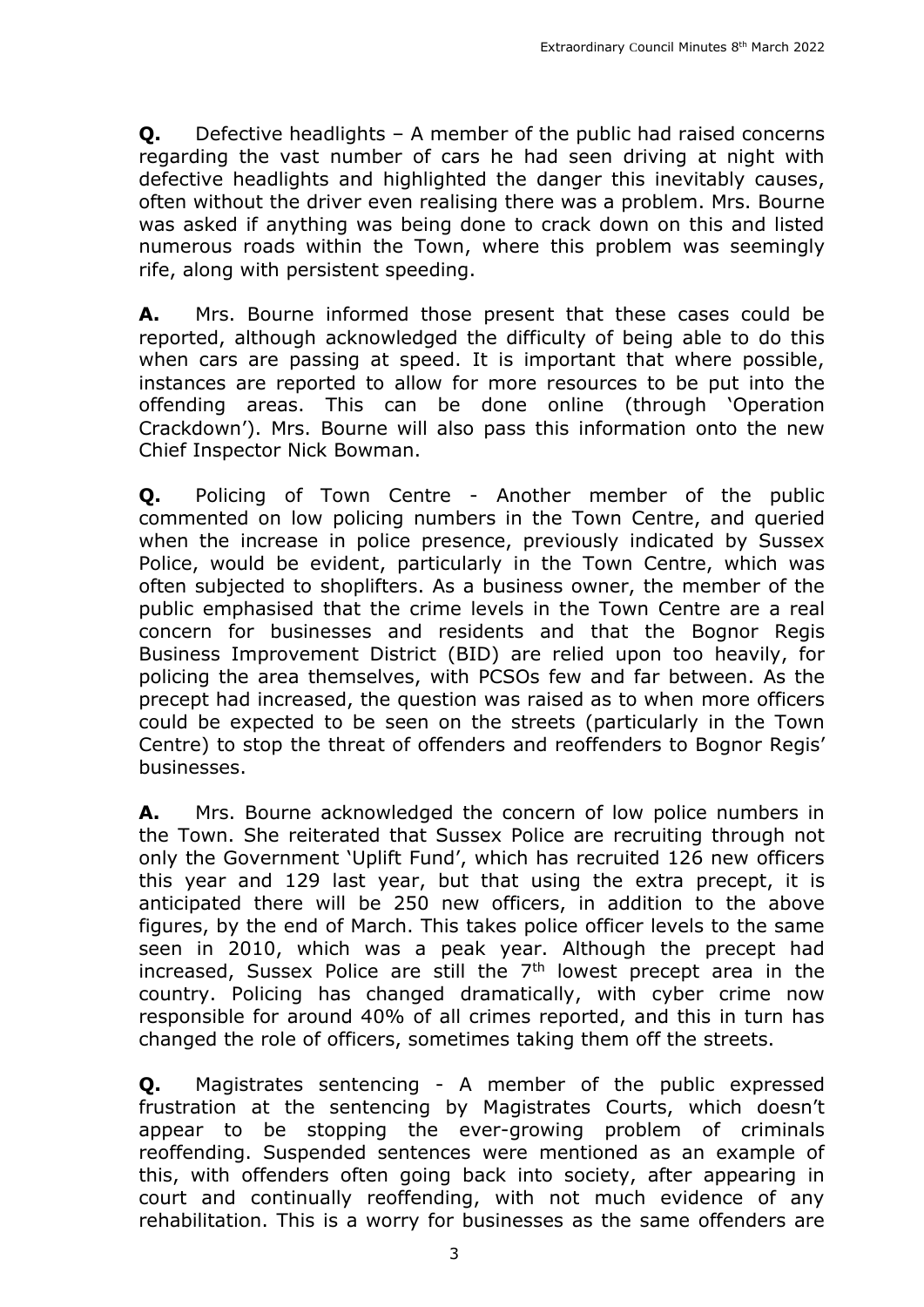**Q.** Defective headlights – A member of the public had raised concerns regarding the vast number of cars he had seen driving at night with defective headlights and highlighted the danger this inevitably causes, often without the driver even realising there was a problem. Mrs. Bourne was asked if anything was being done to crack down on this and listed numerous roads within the Town, where this problem was seemingly rife, along with persistent speeding.

**A.** Mrs. Bourne informed those present that these cases could be reported, although acknowledged the difficulty of being able to do this when cars are passing at speed. It is important that where possible, instances are reported to allow for more resources to be put into the offending areas. This can be done online (through 'Operation Crackdown'). Mrs. Bourne will also pass this information onto the new Chief Inspector Nick Bowman.

**Q.** Policing of Town Centre - Another member of the public commented on low policing numbers in the Town Centre, and queried when the increase in police presence, previously indicated by Sussex Police, would be evident, particularly in the Town Centre, which was often subjected to shoplifters. As a business owner, the member of the public emphasised that the crime levels in the Town Centre are a real concern for businesses and residents and that the Bognor Regis Business Improvement District (BID) are relied upon too heavily, for policing the area themselves, with PCSOs few and far between. As the precept had increased, the question was raised as to when more officers could be expected to be seen on the streets (particularly in the Town Centre) to stop the threat of offenders and reoffenders to Bognor Regis' businesses.

**A.** Mrs. Bourne acknowledged the concern of low police numbers in the Town. She reiterated that Sussex Police are recruiting through not only the Government 'Uplift Fund', which has recruited 126 new officers this year and 129 last year, but that using the extra precept, it is anticipated there will be 250 new officers, in addition to the above figures, by the end of March. This takes police officer levels to the same seen in 2010, which was a peak year. Although the precept had increased, Sussex Police are still the 7th lowest precept area in the country. Policing has changed dramatically, with cyber crime now responsible for around 40% of all crimes reported, and this in turn has changed the role of officers, sometimes taking them off the streets.

**Q.** Magistrates sentencing - A member of the public expressed frustration at the sentencing by Magistrates Courts, which doesn't appear to be stopping the ever-growing problem of criminals reoffending. Suspended sentences were mentioned as an example of this, with offenders often going back into society, after appearing in court and continually reoffending, with not much evidence of any rehabilitation. This is a worry for businesses as the same offenders are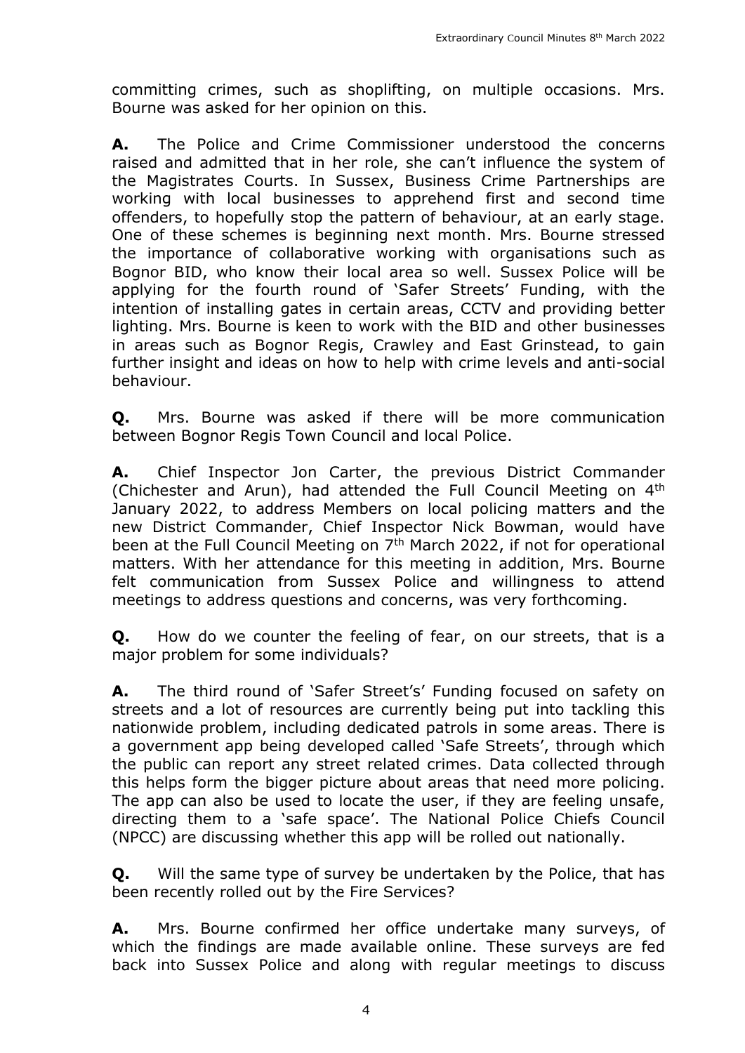committing crimes, such as shoplifting, on multiple occasions. Mrs. Bourne was asked for her opinion on this.

**A.** The Police and Crime Commissioner understood the concerns raised and admitted that in her role, she can't influence the system of the Magistrates Courts. In Sussex, Business Crime Partnerships are working with local businesses to apprehend first and second time offenders, to hopefully stop the pattern of behaviour, at an early stage. One of these schemes is beginning next month. Mrs. Bourne stressed the importance of collaborative working with organisations such as Bognor BID, who know their local area so well. Sussex Police will be applying for the fourth round of 'Safer Streets' Funding, with the intention of installing gates in certain areas, CCTV and providing better lighting. Mrs. Bourne is keen to work with the BID and other businesses in areas such as Bognor Regis, Crawley and East Grinstead, to gain further insight and ideas on how to help with crime levels and anti-social behaviour.

**Q.** Mrs. Bourne was asked if there will be more communication between Bognor Regis Town Council and local Police.

**A.** Chief Inspector Jon Carter, the previous District Commander (Chichester and Arun), had attended the Full Council Meeting on 4th January 2022, to address Members on local policing matters and the new District Commander, Chief Inspector Nick Bowman, would have been at the Full Council Meeting on 7th March 2022, if not for operational matters. With her attendance for this meeting in addition, Mrs. Bourne felt communication from Sussex Police and willingness to attend meetings to address questions and concerns, was very forthcoming.

**Q.** How do we counter the feeling of fear, on our streets, that is a major problem for some individuals?

**A.** The third round of 'Safer Street's' Funding focused on safety on streets and a lot of resources are currently being put into tackling this nationwide problem, including dedicated patrols in some areas. There is a government app being developed called 'Safe Streets', through which the public can report any street related crimes. Data collected through this helps form the bigger picture about areas that need more policing. The app can also be used to locate the user, if they are feeling unsafe, directing them to a 'safe space'. The National Police Chiefs Council (NPCC) are discussing whether this app will be rolled out nationally.

**Q.** Will the same type of survey be undertaken by the Police, that has been recently rolled out by the Fire Services?

**A.** Mrs. Bourne confirmed her office undertake many surveys, of which the findings are made available online. These surveys are fed back into Sussex Police and along with regular meetings to discuss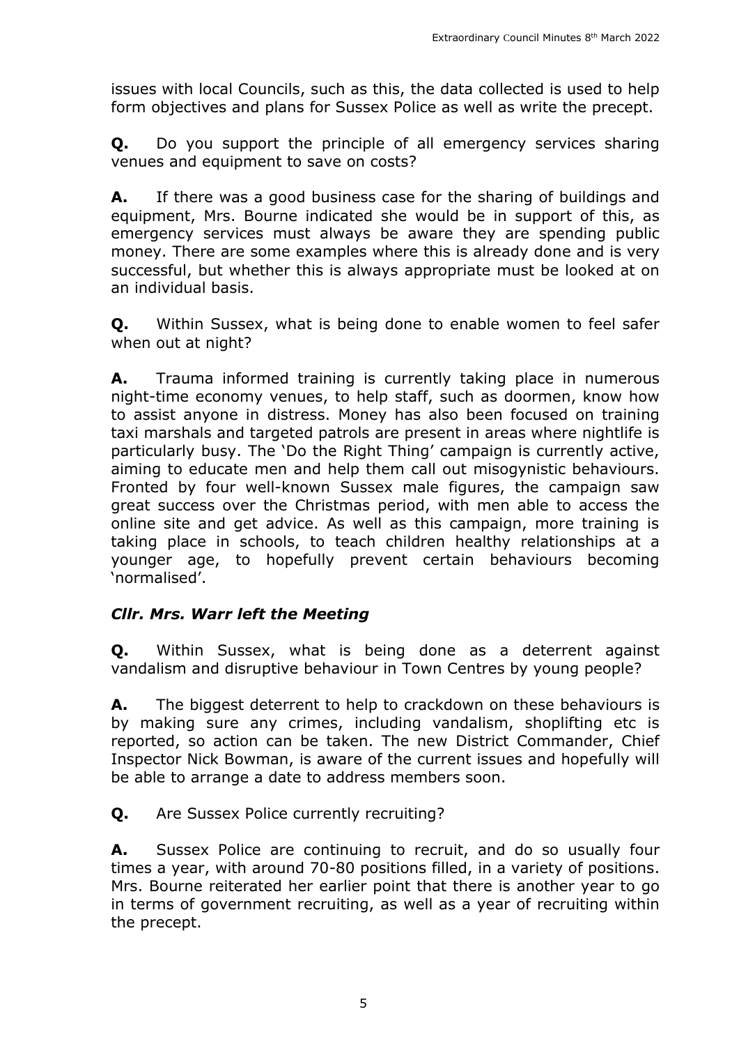issues with local Councils, such as this, the data collected is used to help form objectives and plans for Sussex Police as well as write the precept.

**Q.** Do you support the principle of all emergency services sharing venues and equipment to save on costs?

**A.** If there was a good business case for the sharing of buildings and equipment, Mrs. Bourne indicated she would be in support of this, as emergency services must always be aware they are spending public money. There are some examples where this is already done and is very successful, but whether this is always appropriate must be looked at on an individual basis.

**Q.** Within Sussex, what is being done to enable women to feel safer when out at night?

**A.** Trauma informed training is currently taking place in numerous night-time economy venues, to help staff, such as doormen, know how to assist anyone in distress. Money has also been focused on training taxi marshals and targeted patrols are present in areas where nightlife is particularly busy. The 'Do the Right Thing' campaign is currently active, aiming to educate men and help them call out misogynistic behaviours. Fronted by four well-known Sussex male figures, the campaign saw great success over the Christmas period, with men able to access the online site and get advice. As well as this campaign, more training is taking place in schools, to teach children healthy relationships at a younger age, to hopefully prevent certain behaviours becoming 'normalised'.

***Cllr. Mrs. Warr left the Meeting***

**Q.** Within Sussex, what is being done as a deterrent against vandalism and disruptive behaviour in Town Centres by young people?

**A.** The biggest deterrent to help to crackdown on these behaviours is by making sure any crimes, including vandalism, shoplifting etc is reported, so action can be taken. The new District Commander, Chief Inspector Nick Bowman, is aware of the current issues and hopefully will be able to arrange a date to address members soon.

**Q.** Are Sussex Police currently recruiting?

**A.** Sussex Police are continuing to recruit, and do so usually four times a year, with around 70-80 positions filled, in a variety of positions. Mrs. Bourne reiterated her earlier point that there is another year to go in terms of government recruiting, as well as a year of recruiting within the precept.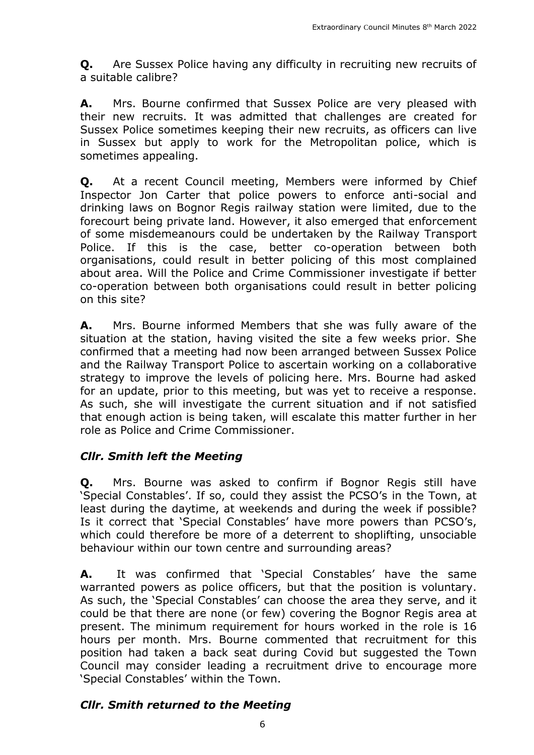**Q.** Are Sussex Police having any difficulty in recruiting new recruits of a suitable calibre?

**A.** Mrs. Bourne confirmed that Sussex Police are very pleased with their new recruits. It was admitted that challenges are created for Sussex Police sometimes keeping their new recruits, as officers can live in Sussex but apply to work for the Metropolitan police, which is sometimes appealing.

**Q.** At a recent Council meeting, Members were informed by Chief Inspector Jon Carter that police powers to enforce anti-social and drinking laws on Bognor Regis railway station were limited, due to the forecourt being private land. However, it also emerged that enforcement of some misdemeanours could be undertaken by the Railway Transport Police. If this is the case, better co-operation between both organisations, could result in better policing of this most complained about area. Will the Police and Crime Commissioner investigate if better co-operation between both organisations could result in better policing on this site?

**A.** Mrs. Bourne informed Members that she was fully aware of the situation at the station, having visited the site a few weeks prior. She confirmed that a meeting had now been arranged between Sussex Police and the Railway Transport Police to ascertain working on a collaborative strategy to improve the levels of policing here. Mrs. Bourne had asked for an update, prior to this meeting, but was yet to receive a response. As such, she will investigate the current situation and if not satisfied that enough action is being taken, will escalate this matter further in her role as Police and Crime Commissioner.

***Cllr. Smith left the Meeting***

**Q.** Mrs. Bourne was asked to confirm if Bognor Regis still have 'Special Constables'. If so, could they assist the PCSO's in the Town, at least during the daytime, at weekends and during the week if possible? Is it correct that 'Special Constables' have more powers than PCSO's, which could therefore be more of a deterrent to shoplifting, unsociable behaviour within our town centre and surrounding areas?

**A.** It was confirmed that 'Special Constables' have the same warranted powers as police officers, but that the position is voluntary. As such, the 'Special Constables' can choose the area they serve, and it could be that there are none (or few) covering the Bognor Regis area at present. The minimum requirement for hours worked in the role is 16 hours per month. Mrs. Bourne commented that recruitment for this position had taken a back seat during Covid but suggested the Town Council may consider leading a recruitment drive to encourage more 'Special Constables' within the Town.

***Cllr. Smith returned to the Meeting***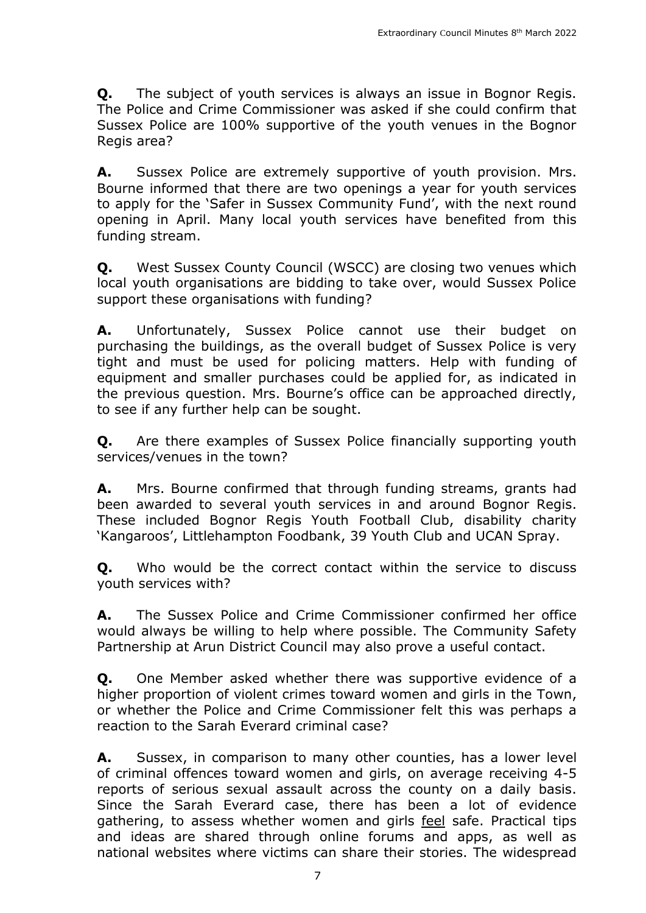**Q.** The subject of youth services is always an issue in Bognor Regis. The Police and Crime Commissioner was asked if she could confirm that Sussex Police are 100% supportive of the youth venues in the Bognor Regis area?

**A.** Sussex Police are extremely supportive of youth provision. Mrs. Bourne informed that there are two openings a year for youth services to apply for the 'Safer in Sussex Community Fund', with the next round opening in April. Many local youth services have benefited from this funding stream.

**Q.** West Sussex County Council (WSCC) are closing two venues which local youth organisations are bidding to take over, would Sussex Police support these organisations with funding?

**A.** Unfortunately, Sussex Police cannot use their budget on purchasing the buildings, as the overall budget of Sussex Police is very tight and must be used for policing matters. Help with funding of equipment and smaller purchases could be applied for, as indicated in the previous question. Mrs. Bourne's office can be approached directly, to see if any further help can be sought.

**Q.** Are there examples of Sussex Police financially supporting youth services/venues in the town?

**A.** Mrs. Bourne confirmed that through funding streams, grants had been awarded to several youth services in and around Bognor Regis. These included Bognor Regis Youth Football Club, disability charity 'Kangaroos', Littlehampton Foodbank, 39 Youth Club and UCAN Spray.

**Q.** Who would be the correct contact within the service to discuss youth services with?

**A.** The Sussex Police and Crime Commissioner confirmed her office would always be willing to help where possible. The Community Safety Partnership at Arun District Council may also prove a useful contact.

**Q.** One Member asked whether there was supportive evidence of a higher proportion of violent crimes toward women and girls in the Town, or whether the Police and Crime Commissioner felt this was perhaps a reaction to the Sarah Everard criminal case?

**A.** Sussex, in comparison to many other counties, has a lower level of criminal offences toward women and girls, on average receiving 4-5 reports of serious sexual assault across the county on a daily basis. Since the Sarah Everard case, there has been a lot of evidence gathering, to assess whether women and girls <u>feel</u> safe. Practical tips and ideas are shared through online forums and apps, as well as national websites where victims can share their stories. The widespread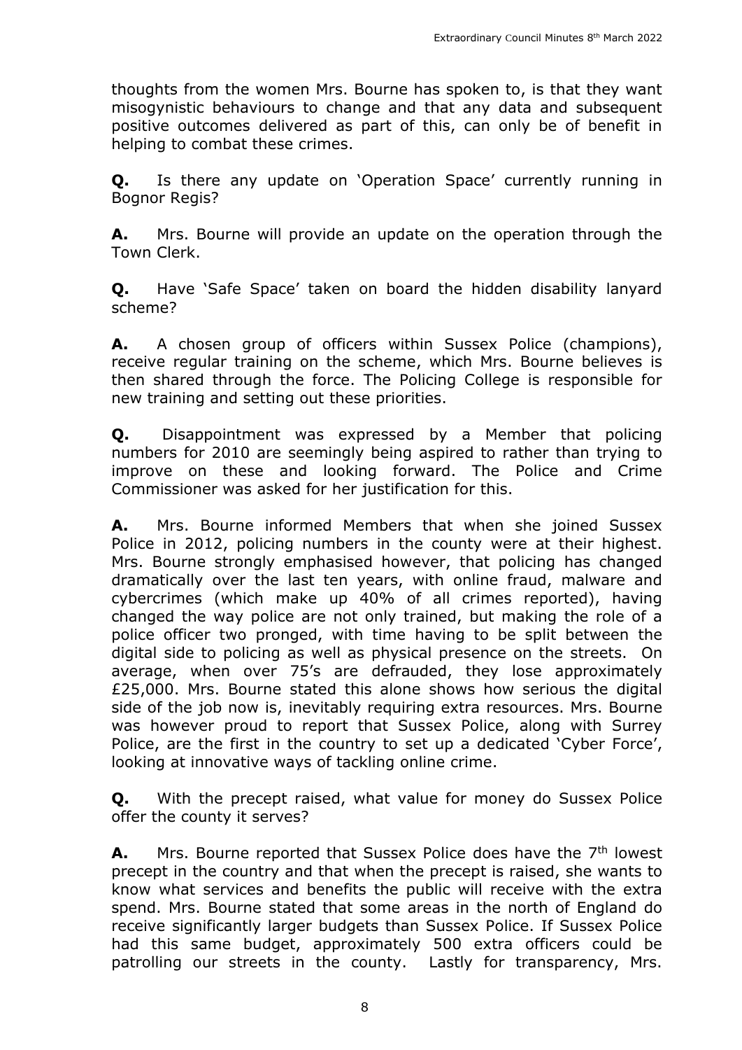thoughts from the women Mrs. Bourne has spoken to, is that they want misogynistic behaviours to change and that any data and subsequent positive outcomes delivered as part of this, can only be of benefit in helping to combat these crimes.

**Q.** Is there any update on 'Operation Space' currently running in Bognor Regis?

**A.** Mrs. Bourne will provide an update on the operation through the Town Clerk.

**Q.** Have 'Safe Space' taken on board the hidden disability lanyard scheme?

**A.** A chosen group of officers within Sussex Police (champions), receive regular training on the scheme, which Mrs. Bourne believes is then shared through the force. The Policing College is responsible for new training and setting out these priorities.

**Q.** Disappointment was expressed by a Member that policing numbers for 2010 are seemingly being aspired to rather than trying to improve on these and looking forward. The Police and Crime Commissioner was asked for her justification for this.

**A.** Mrs. Bourne informed Members that when she joined Sussex Police in 2012, policing numbers in the county were at their highest. Mrs. Bourne strongly emphasised however, that policing has changed dramatically over the last ten years, with online fraud, malware and cybercrimes (which make up 40% of all crimes reported), having changed the way police are not only trained, but making the role of a police officer two pronged, with time having to be split between the digital side to policing as well as physical presence on the streets. On average, when over 75's are defrauded, they lose approximately £25,000. Mrs. Bourne stated this alone shows how serious the digital side of the job now is, inevitably requiring extra resources. Mrs. Bourne was however proud to report that Sussex Police, along with Surrey Police, are the first in the country to set up a dedicated 'Cyber Force', looking at innovative ways of tackling online crime.

**Q.** With the precept raised, what value for money do Sussex Police offer the county it serves?

**A.** Mrs. Bourne reported that Sussex Police does have the 7th lowest precept in the country and that when the precept is raised, she wants to know what services and benefits the public will receive with the extra spend. Mrs. Bourne stated that some areas in the north of England do receive significantly larger budgets than Sussex Police. If Sussex Police had this same budget, approximately 500 extra officers could be patrolling our streets in the county. Lastly for transparency, Mrs.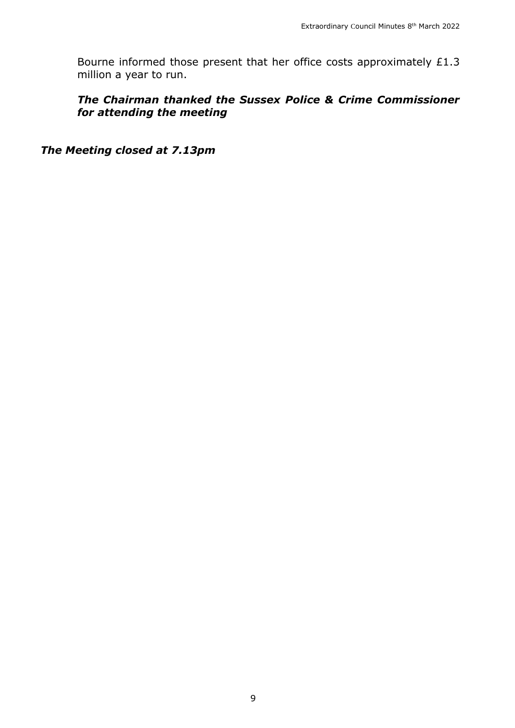Bourne informed those present that her office costs approximately £1.3 million a year to run.

***The Chairman thanked the Sussex Police & Crime Commissioner for attending the meeting***

***The Meeting closed at 7.13pm***